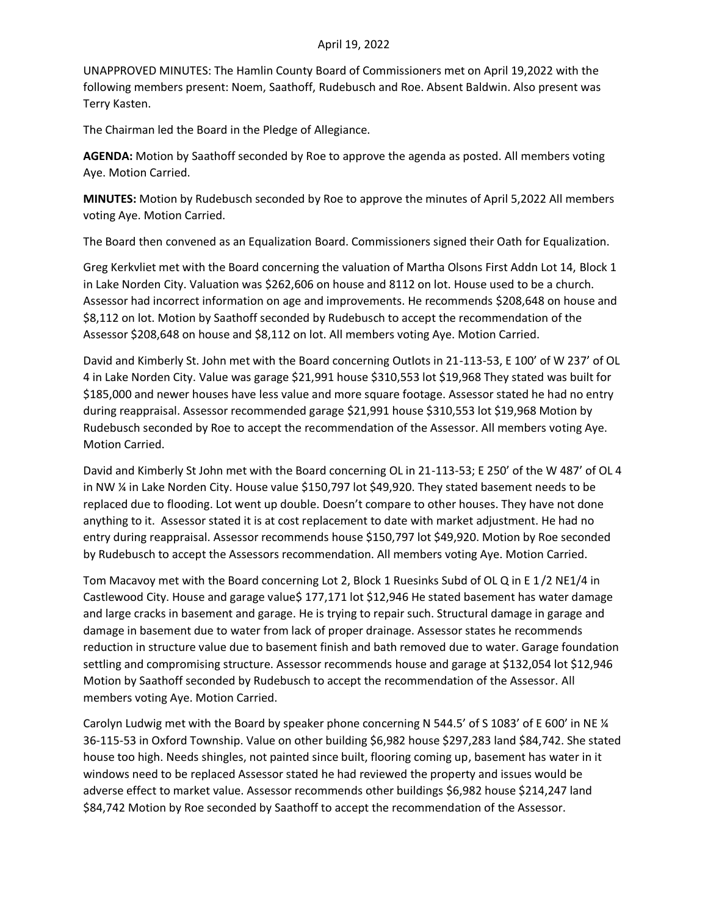April 19, 2022

UNAPPROVED MINUTES: The Hamlin County Board of Commissioners met on April 19,2022 with the following members present: Noem, Saathoff, Rudebusch and Roe. Absent Baldwin. Also present was Terry Kasten.

The Chairman led the Board in the Pledge of Allegiance.

**AGENDA:** Motion by Saathoff seconded by Roe to approve the agenda as posted. All members voting Aye. Motion Carried.

**MINUTES:** Motion by Rudebusch seconded by Roe to approve the minutes of April 5,2022 All members voting Aye. Motion Carried.

The Board then convened as an Equalization Board. Commissioners signed their Oath for Equalization.

Greg Kerkvliet met with the Board concerning the valuation of Martha Olsons First Addn Lot 14, Block 1 in Lake Norden City. Valuation was $262,606 on house and 8112 on lot. House used to be a church. Assessor had incorrect information on age and improvements. He recommends $208,648 on house and $8,112 on lot. Motion by Saathoff seconded by Rudebusch to accept the recommendation of the Assessor $208,648 on house and $8,112 on lot. All members voting Aye. Motion Carried.

David and Kimberly St. John met with the Board concerning Outlots in 21-113-53, E 100' of W 237' of OL 4 in Lake Norden City. Value was garage $21,991 house $310,553 lot $19,968 They stated was built for $185,000 and newer houses have less value and more square footage. Assessor stated he had no entry during reappraisal. Assessor recommended garage $21,991 house $310,553 lot $19,968 Motion by Rudebusch seconded by Roe to accept the recommendation of the Assessor. All members voting Aye. Motion Carried.

David and Kimberly St John met with the Board concerning OL in 21-113-53; E 250' of the W 487' of OL 4 in NW ¼ in Lake Norden City. House value $150,797 lot $49,920. They stated basement needs to be replaced due to flooding. Lot went up double. Doesn't compare to other houses. They have not done anything to it. Assessor stated it is at cost replacement to date with market adjustment. He had no entry during reappraisal. Assessor recommends house $150,797 lot $49,920. Motion by Roe seconded by Rudebusch to accept the Assessors recommendation. All members voting Aye. Motion Carried.

Tom Macavoy met with the Board concerning Lot 2, Block 1 Ruesinks Subd of OL Q in E 1/2 NE1/4 in Castlewood City. House and garage value$ 177,171 lot $12,946 He stated basement has water damage and large cracks in basement and garage. He is trying to repair such. Structural damage in garage and damage in basement due to water from lack of proper drainage. Assessor states he recommends reduction in structure value due to basement finish and bath removed due to water. Garage foundation settling and compromising structure. Assessor recommends house and garage at $132,054 lot $12,946 Motion by Saathoff seconded by Rudebusch to accept the recommendation of the Assessor. All members voting Aye. Motion Carried.

Carolyn Ludwig met with the Board by speaker phone concerning N 544.5' of S 1083' of E 600' in NE ¼ 36-115-53 in Oxford Township. Value on other building $6,982 house $297,283 land $84,742. She stated house too high. Needs shingles, not painted since built, flooring coming up, basement has water in it windows need to be replaced Assessor stated he had reviewed the property and issues would be adverse effect to market value. Assessor recommends other buildings $6,982 house $214,247 land $84,742 Motion by Roe seconded by Saathoff to accept the recommendation of the Assessor.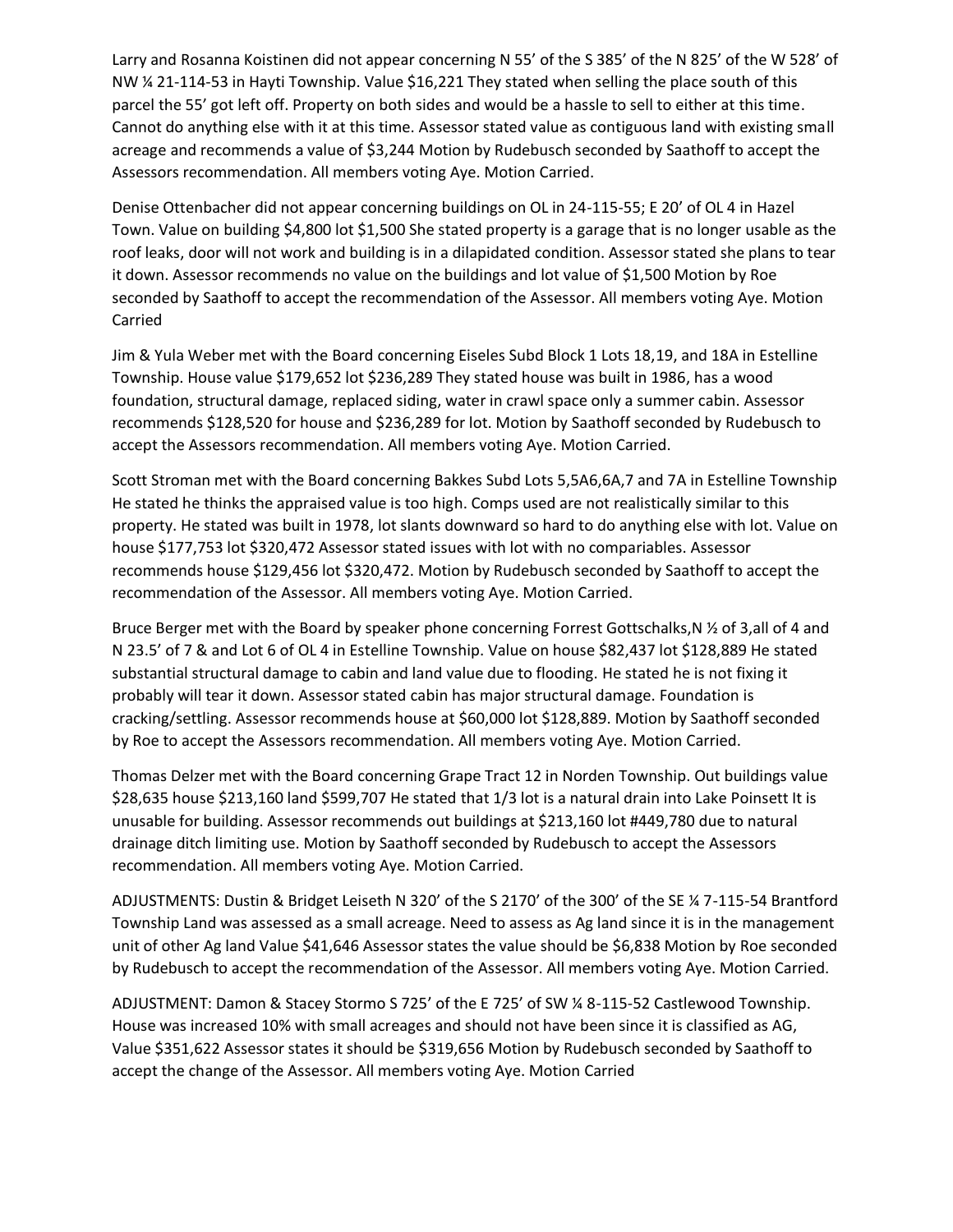Larry and Rosanna Koistinen did not appear concerning N 55' of the S 385' of the N 825' of the W 528' of NW ¼ 21-114-53 in Hayti Township. Value $16,221 They stated when selling the place south of this parcel the 55' got left off. Property on both sides and would be a hassle to sell to either at this time. Cannot do anything else with it at this time. Assessor stated value as contiguous land with existing small acreage and recommends a value of $3,244 Motion by Rudebusch seconded by Saathoff to accept the Assessors recommendation. All members voting Aye. Motion Carried.

Denise Ottenbacher did not appear concerning buildings on OL in 24-115-55; E 20' of OL 4 in Hazel Town. Value on building $4,800 lot $1,500 She stated property is a garage that is no longer usable as the roof leaks, door will not work and building is in a dilapidated condition. Assessor stated she plans to tear it down. Assessor recommends no value on the buildings and lot value of $1,500 Motion by Roe seconded by Saathoff to accept the recommendation of the Assessor. All members voting Aye. Motion Carried

Jim & Yula Weber met with the Board concerning Eiseles Subd Block 1 Lots 18,19, and 18A in Estelline Township. House value $179,652 lot $236,289 They stated house was built in 1986, has a wood foundation, structural damage, replaced siding, water in crawl space only a summer cabin. Assessor recommends $128,520 for house and $236,289 for lot. Motion by Saathoff seconded by Rudebusch to accept the Assessors recommendation. All members voting Aye. Motion Carried.

Scott Stroman met with the Board concerning Bakkes Subd Lots 5,5A6,6A,7 and 7A in Estelline Township He stated he thinks the appraised value is too high. Comps used are not realistically similar to this property. He stated was built in 1978, lot slants downward so hard to do anything else with lot. Value on house $177,753 lot $320,472 Assessor stated issues with lot with no compariables. Assessor recommends house $129,456 lot $320,472. Motion by Rudebusch seconded by Saathoff to accept the recommendation of the Assessor. All members voting Aye. Motion Carried.

Bruce Berger met with the Board by speaker phone concerning Forrest Gottschalks,N ½ of 3,all of 4 and N 23.5' of 7 & and Lot 6 of OL 4 in Estelline Township. Value on house $82,437 lot $128,889 He stated substantial structural damage to cabin and land value due to flooding. He stated he is not fixing it probably will tear it down. Assessor stated cabin has major structural damage. Foundation is cracking/settling. Assessor recommends house at $60,000 lot $128,889. Motion by Saathoff seconded by Roe to accept the Assessors recommendation. All members voting Aye. Motion Carried.

Thomas Delzer met with the Board concerning Grape Tract 12 in Norden Township. Out buildings value $28,635 house $213,160 land $599,707 He stated that 1/3 lot is a natural drain into Lake Poinsett It is unusable for building. Assessor recommends out buildings at $213,160 lot #449,780 due to natural drainage ditch limiting use. Motion by Saathoff seconded by Rudebusch to accept the Assessors recommendation. All members voting Aye. Motion Carried.

ADJUSTMENTS: Dustin & Bridget Leiseth N 320' of the S 2170' of the 300' of the SE ¼ 7-115-54 Brantford Township Land was assessed as a small acreage. Need to assess as Ag land since it is in the management unit of other Ag land Value $41,646 Assessor states the value should be $6,838 Motion by Roe seconded by Rudebusch to accept the recommendation of the Assessor. All members voting Aye. Motion Carried.

ADJUSTMENT: Damon & Stacey Stormo S 725' of the E 725' of SW ¼ 8-115-52 Castlewood Township. House was increased 10% with small acreages and should not have been since it is classified as AG, Value $351,622 Assessor states it should be $319,656 Motion by Rudebusch seconded by Saathoff to accept the change of the Assessor. All members voting Aye. Motion Carried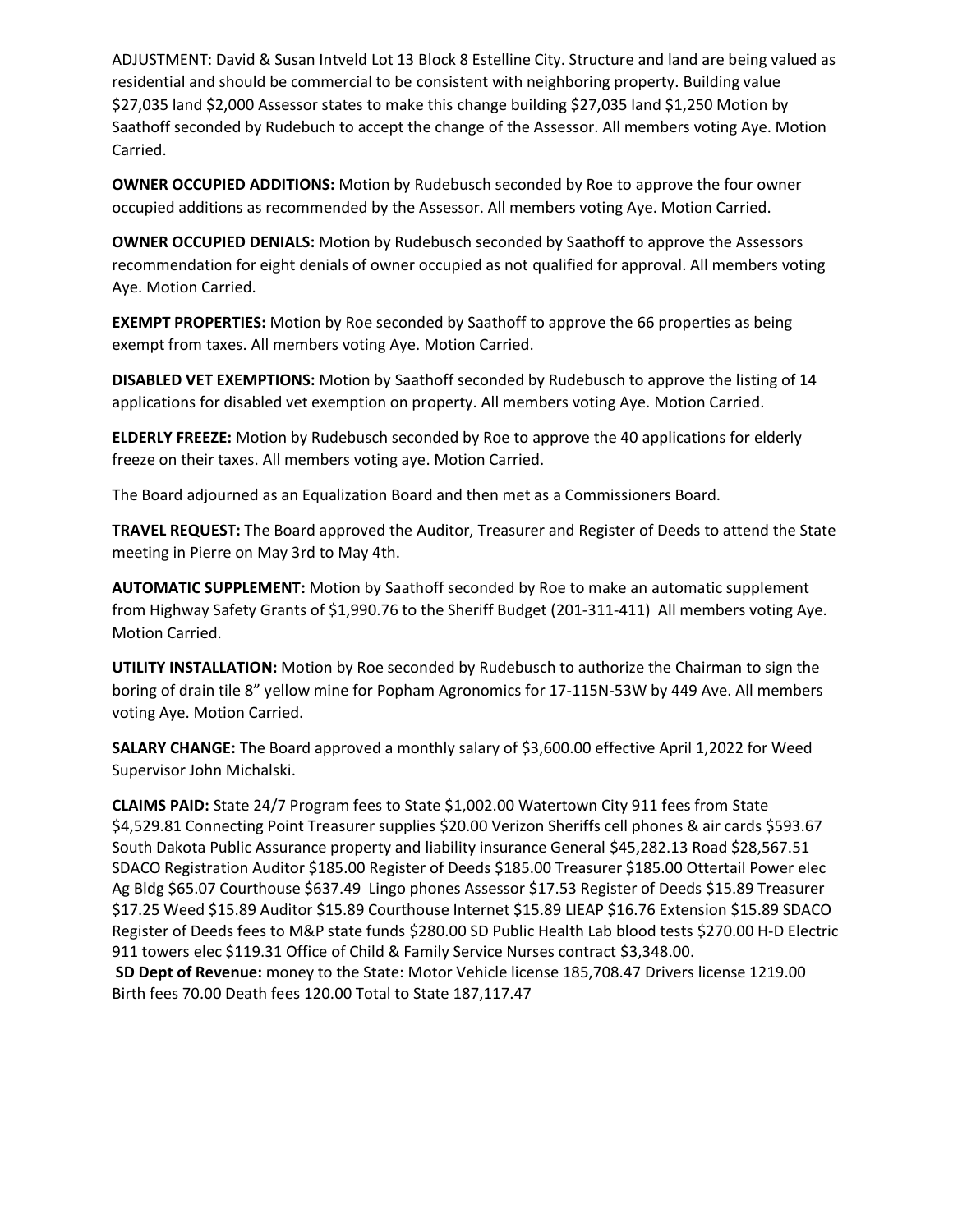ADJUSTMENT: David & Susan Intveld Lot 13 Block 8 Estelline City. Structure and land are being valued as residential and should be commercial to be consistent with neighboring property. Building value $27,035 land $2,000 Assessor states to make this change building $27,035 land $1,250 Motion by Saathoff seconded by Rudebuch to accept the change of the Assessor. All members voting Aye. Motion Carried.

**OWNER OCCUPIED ADDITIONS:** Motion by Rudebusch seconded by Roe to approve the four owner occupied additions as recommended by the Assessor. All members voting Aye. Motion Carried.

**OWNER OCCUPIED DENIALS:** Motion by Rudebusch seconded by Saathoff to approve the Assessors recommendation for eight denials of owner occupied as not qualified for approval. All members voting Aye. Motion Carried.

**EXEMPT PROPERTIES:** Motion by Roe seconded by Saathoff to approve the 66 properties as being exempt from taxes. All members voting Aye. Motion Carried.

**DISABLED VET EXEMPTIONS:** Motion by Saathoff seconded by Rudebusch to approve the listing of 14 applications for disabled vet exemption on property. All members voting Aye. Motion Carried.

**ELDERLY FREEZE:** Motion by Rudebusch seconded by Roe to approve the 40 applications for elderly freeze on their taxes. All members voting aye. Motion Carried.

The Board adjourned as an Equalization Board and then met as a Commissioners Board.

**TRAVEL REQUEST:** The Board approved the Auditor, Treasurer and Register of Deeds to attend the State meeting in Pierre on May 3rd to May 4th.

**AUTOMATIC SUPPLEMENT:** Motion by Saathoff seconded by Roe to make an automatic supplement from Highway Safety Grants of $1,990.76 to the Sheriff Budget (201-311-411) All members voting Aye. Motion Carried.

**UTILITY INSTALLATION:** Motion by Roe seconded by Rudebusch to authorize the Chairman to sign the boring of drain tile 8" yellow mine for Popham Agronomics for 17-115N-53W by 449 Ave. All members voting Aye. Motion Carried.

**SALARY CHANGE:** The Board approved a monthly salary of $3,600.00 effective April 1,2022 for Weed Supervisor John Michalski.

**CLAIMS PAID:** State 24/7 Program fees to State $1,002.00 Watertown City 911 fees from State $4,529.81 Connecting Point Treasurer supplies $20.00 Verizon Sheriffs cell phones & air cards $593.67 South Dakota Public Assurance property and liability insurance General $45,282.13 Road $28,567.51 SDACO Registration Auditor $185.00 Register of Deeds $185.00 Treasurer $185.00 Ottertail Power elec Ag Bldg $65.07 Courthouse $637.49 Lingo phones Assessor $17.53 Register of Deeds $15.89 Treasurer $17.25 Weed $15.89 Auditor $15.89 Courthouse Internet $15.89 LIEAP $16.76 Extension $15.89 SDACO Register of Deeds fees to M&P state funds $280.00 SD Public Health Lab blood tests $270.00 H-D Electric 911 towers elec $119.31 Office of Child & Family Service Nurses contract $3,348.00.

**SD Dept of Revenue:** money to the State: Motor Vehicle license 185,708.47 Drivers license 1219.00 Birth fees 70.00 Death fees 120.00 Total to State 187,117.47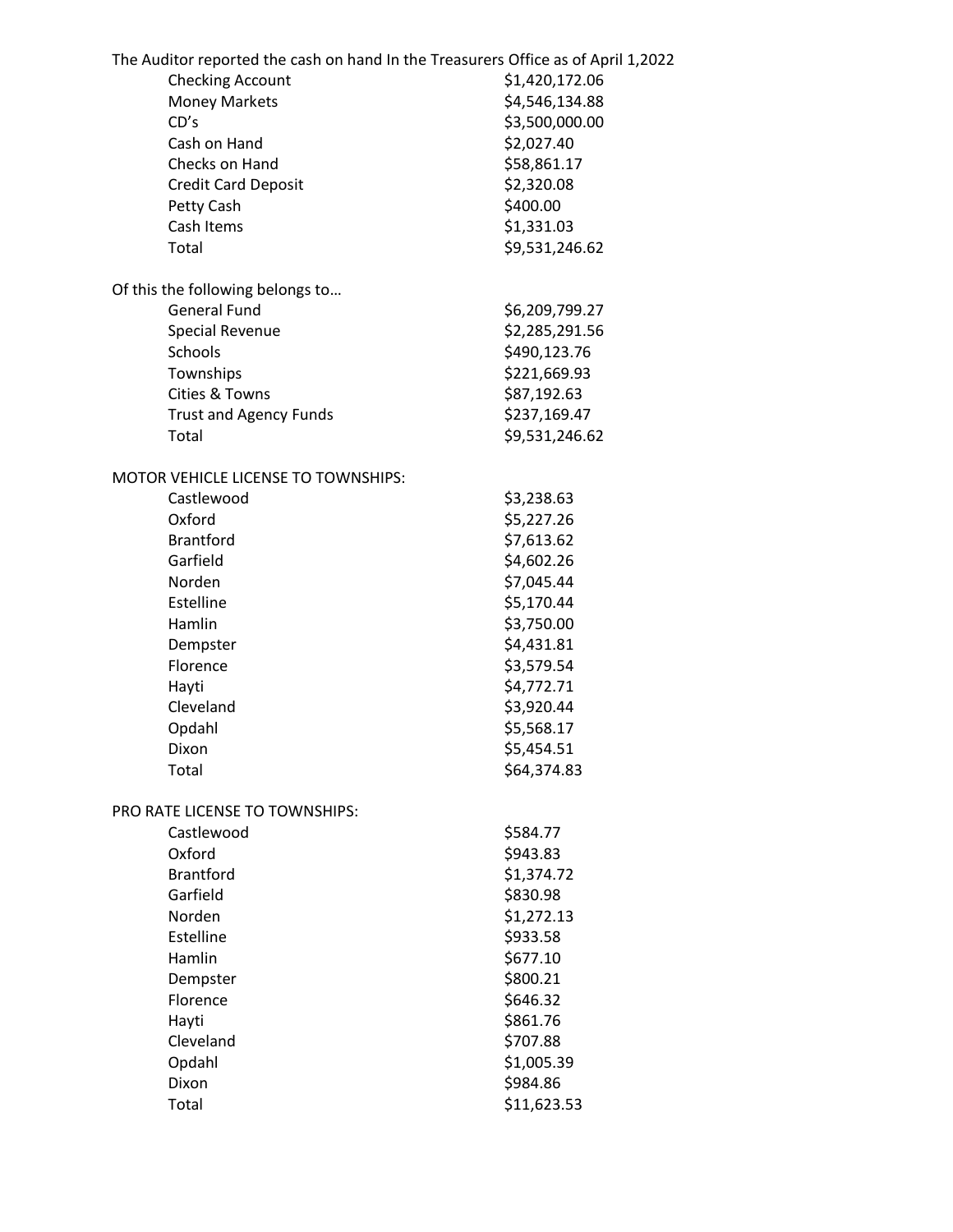The Auditor reported the cash on hand In the Treasurers Office as of April 1,2022

| | |
|---|---|
| Checking Account | $1,420,172.06 |
| Money Markets | $4,546,134.88 |
| CD's | $3,500,000.00 |
| Cash on Hand | $2,027.40 |
| Checks on Hand | $58,861.17 |
| Credit Card Deposit | $2,320.08 |
| Petty Cash | $400.00 |
| Cash Items | $1,331.03 |
| Total | $9,531,246.62 |

Of this the following belongs to…

| | |
|---|---|
| General Fund | $6,209,799.27 |
| Special Revenue | $2,285,291.56 |
| Schools | $490,123.76 |
| Townships | $221,669.93 |
| Cities & Towns | $87,192.63 |
| Trust and Agency Funds | $237,169.47 |
| Total | $9,531,246.62 |

MOTOR VEHICLE LICENSE TO TOWNSHIPS:

| | |
|---|---|
| Castlewood | $3,238.63 |
| Oxford | $5,227.26 |
| Brantford | $7,613.62 |
| Garfield | $4,602.26 |
| Norden | $7,045.44 |
| Estelline | $5,170.44 |
| Hamlin | $3,750.00 |
| Dempster | $4,431.81 |
| Florence | $3,579.54 |
| Hayti | $4,772.71 |
| Cleveland | $3,920.44 |
| Opdahl | $5,568.17 |
| Dixon | $5,454.51 |
| Total | $64,374.83 |

PRO RATE LICENSE TO TOWNSHIPS:

| | |
|---|---|
| Castlewood | $584.77 |
| Oxford | $943.83 |
| Brantford | $1,374.72 |
| Garfield | $830.98 |
| Norden | $1,272.13 |
| Estelline | $933.58 |
| Hamlin | $677.10 |
| Dempster | $800.21 |
| Florence | $646.32 |
| Hayti | $861.76 |
| Cleveland | $707.88 |
| Opdahl | $1,005.39 |
| Dixon | $984.86 |
| Total | $11,623.53 |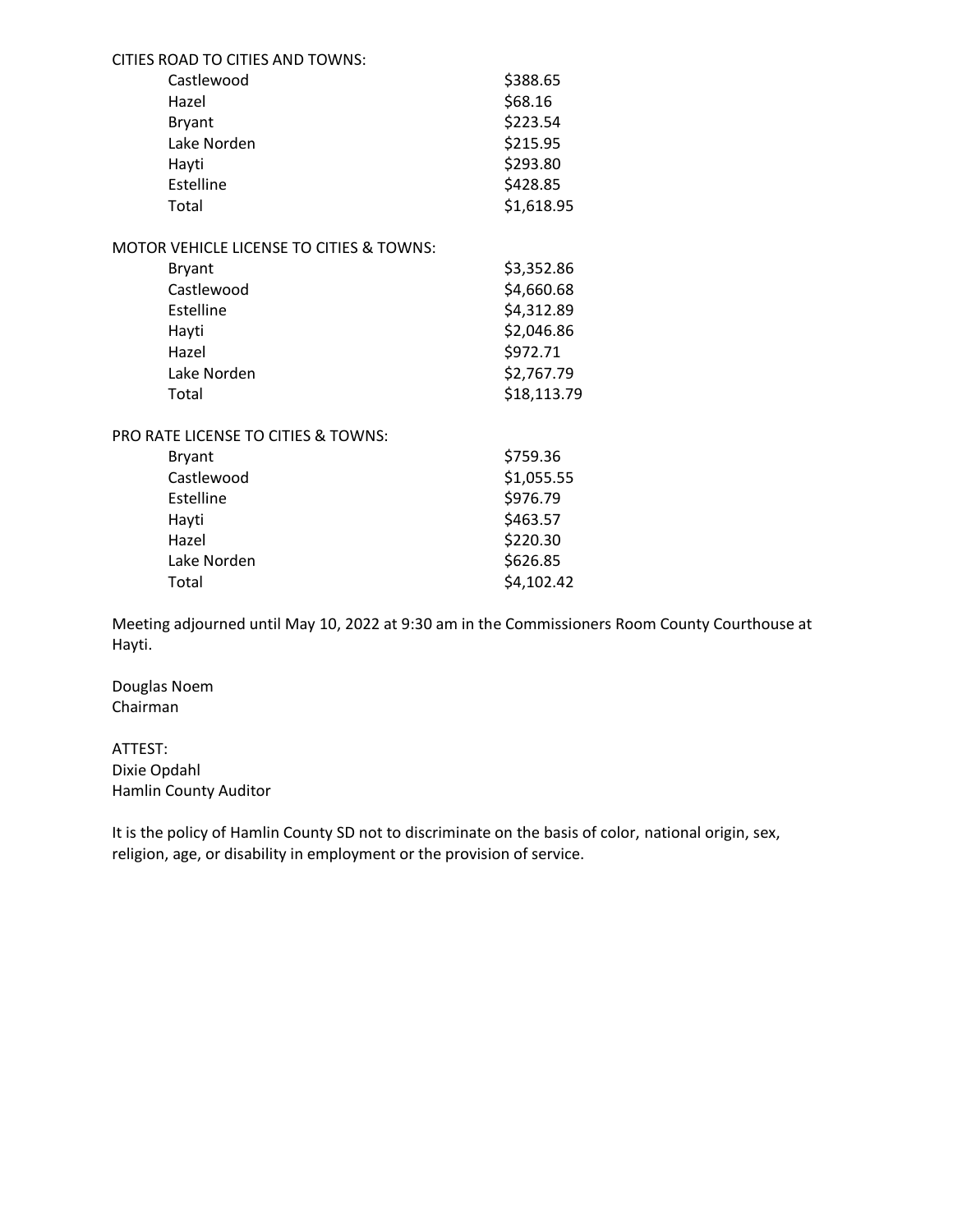CITIES ROAD TO CITIES AND TOWNS:

| | |
|---|---|
| Castlewood | $388.65 |
| Hazel | $68.16 |
| Bryant | $223.54 |
| Lake Norden | $215.95 |
| Hayti | $293.80 |
| Estelline | $428.85 |
| Total | $1,618.95 |

MOTOR VEHICLE LICENSE TO CITIES & TOWNS:

| | |
|---|---|
| Bryant | $3,352.86 |
| Castlewood | $4,660.68 |
| Estelline | $4,312.89 |
| Hayti | $2,046.86 |
| Hazel | $972.71 |
| Lake Norden | $2,767.79 |
| Total | $18,113.79 |

PRO RATE LICENSE TO CITIES & TOWNS:

| | |
|---|---|
| Bryant | $759.36 |
| Castlewood | $1,055.55 |
| Estelline | $976.79 |
| Hayti | $463.57 |
| Hazel | $220.30 |
| Lake Norden | $626.85 |
| Total | $4,102.42 |

Meeting adjourned until May 10, 2022 at 9:30 am in the Commissioners Room County Courthouse at Hayti.

Douglas Noem
Chairman

ATTEST:
Dixie Opdahl
Hamlin County Auditor

It is the policy of Hamlin County SD not to discriminate on the basis of color, national origin, sex, religion, age, or disability in employment or the provision of service.